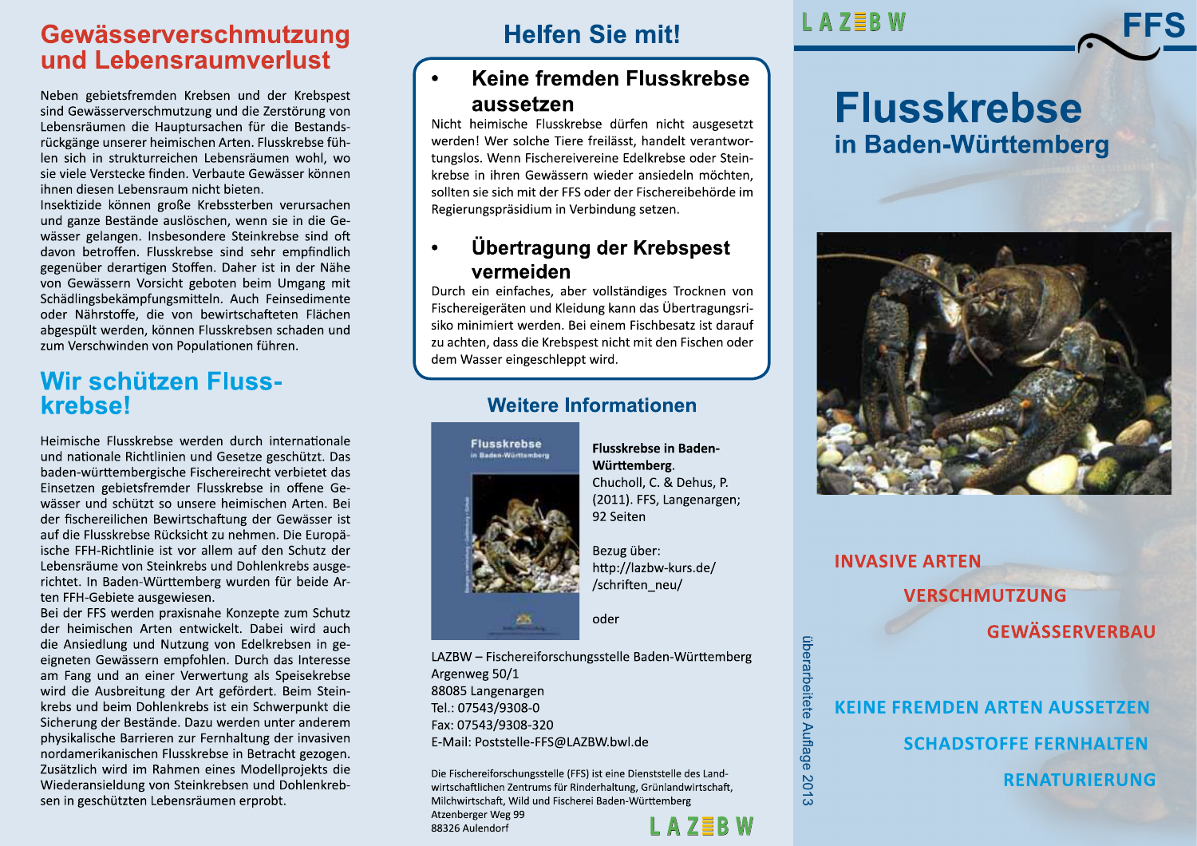## Gewässerverschmutzung und Lebensraumverlust

Neben gebietsfremden Krebsen und der Krebspest sind Gewässerverschmutzung und die Zerstörung von Lebensräumen die Hauptursachen für die Bestandsrückgänge unserer heimischen Arten. Flusskrebse fühlen sich in strukturreichen Lebensräumen wohl, wo sie viele Verstecke finden. Verbaute Gewässer können ihnen diesen Lebensraum nicht bieten.

Insektizide können große Krebssterben verursachen und ganze Bestände auslöschen, wenn sie in die Gewässer gelangen. Insbesondere Steinkrebse sind oft davon betroffen. Flusskrebse sind sehr empfindlich gegenüber derartigen Stoffen. Daher ist in der Nähe von Gewässern Vorsicht geboten beim Umgang mit Schädlingsbekämpfungsmitteln. Auch Feinsedimente oder Nährstoffe, die von bewirtschafteten Flächen abgespült werden, können Flusskrebsen schaden und zum Verschwinden von Populationen führen.

## Wir schützen Flusskrebse!

Heimische Flusskrebse werden durch internationale und nationale Richtlinien und Gesetze geschützt. Das baden-württembergische Fischereirecht verbietet das Einsetzen gebietsfremder Flusskrebse in offene Gewässer und schützt so unsere heimischen Arten. Bei der fischereilichen Bewirtschaftung der Gewässer ist auf die Flusskrebse Rücksicht zu nehmen. Die Europäische FFH-Richtlinie ist vor allem auf den Schutz der Lebensräume von Steinkrebs und Dohlenkrebs ausgerichtet. In Baden-Württemberg wurden für beide Arten FFH-Gebiete ausgewiesen.

Bei der FFS werden praxisnahe Konzepte zum Schutz der heimischen Arten entwickelt. Dabei wird auch die Ansiedlung und Nutzung von Edelkrebsen in geeigneten Gewässern empfohlen. Durch das Interesse am Fang und an einer Verwertung als Speisekrebse wird die Ausbreitung der Art gefördert. Beim Steinkrebs und beim Dohlenkrebs ist ein Schwerpunkt die Sicherung der Bestände. Dazu werden unter anderem physikalische Barrieren zur Fernhaltung der invasiven nordamerikanischen Flusskrebse in Betracht gezogen. Zusätzlich wird im Rahmen eines Modellprojekts die Wiederansiedlung von Steinkrebsen und Dohlenkrebsen in geschützten Lebensräumen erprobt.

## Helfen Sie mit!

- **Keine fremden Flusskrebse aussetzen**

Nicht heimische Flusskrebse dürfen nicht ausgesetzt werden! Wer solche Tiere freilässt, handelt verantwortungslos. Wenn Fischereivereine Edelkrebse oder Steinkrebse in ihren Gewässern wieder ansiedeln möchten, sollten sie sich mit der FFS oder der Fischereibehörde im Regierungspräsidium in Verbindung setzen.

- **Übertragung der Krebspest vermeiden**

Durch ein einfaches, aber vollständiges Trocknen von Fischereigeräten und Kleidung kann das Übertragungsrisiko minimiert werden. Bei einem Fischbesatz ist darauf zu achten, dass die Krebspest nicht mit den Fischen oder dem Wasser eingeschleppt wird.

### Weitere Informationen

**Flusskrebse in Baden-Württemberg**. Chucholl, C. & Dehus, P. (2011). FFS, Langenargen; 92 Seiten

Bezug über:
http://lazbw-kurs.de/
/schriften_neu/

oder

LAZBW – Fischereiforschungsstelle Baden-Württemberg
Argenweg 50/1
88085 Langenargen
Tel.: 07543/9308-0
Fax: 07543/9308-320
E-Mail: Poststelle-FFS@LAZBW.bwl.de

Die Fischereiforschungsstelle (FFS) ist eine Dienststelle des Landwirtschaftlichen Zentrums für Rinderhaltung, Grünlandwirtschaft, Milchwirtschaft, Wild und Fischerei Baden-Württemberg
Atzenberger Weg 99
88326 Aulendorf

LAZBW

LAZBW FFS

# Flusskrebse
## in Baden-Württemberg

überarbeitete Auflage 2013

INVASIVE ARTEN
VERSCHMUTZUNG
GEWÄSSERVERBAU

KEINE FREMDEN ARTEN AUSSETZEN
SCHADSTOFFE FERNHALTEN
RENATURIERUNG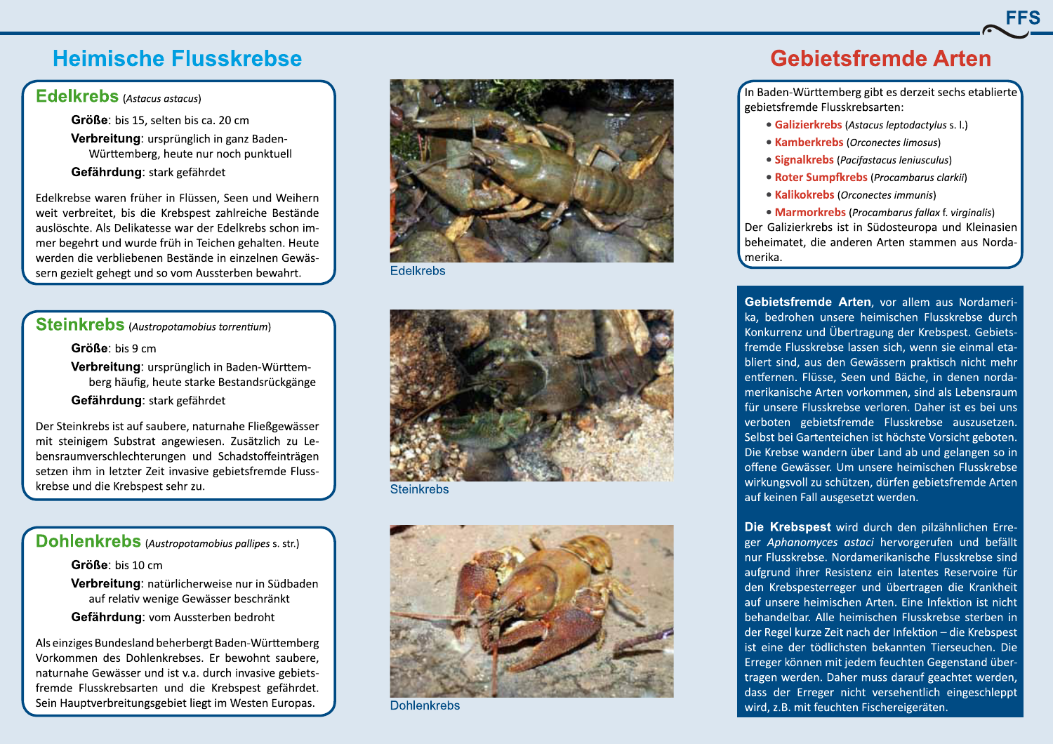# Heimische Flusskrebse

## Edelkrebs (*Astacus astacus*)

**Größe**: bis 15, selten bis ca. 20 cm

**Verbreitung**: ursprünglich in ganz Baden-Württemberg, heute nur noch punktuell

**Gefährdung**: stark gefährdet

Edelkrebse waren früher in Flüssen, Seen und Weihern weit verbreitet, bis die Krebspest zahlreiche Bestände auslöschte. Als Delikatesse war der Edelkrebs schon immer begehrt und wurde früh in Teichen gehalten. Heute werden die verbliebenen Bestände in einzelnen Gewässern gezielt gehegt und so vom Aussterben bewahrt.

Edelkrebs

## Steinkrebs (*Austropotamobius torrentium*)

**Größe**: bis 9 cm

**Verbreitung**: ursprünglich in Baden-Württemberg häufig, heute starke Bestandsrückgänge

**Gefährdung**: stark gefährdet

Der Steinkrebs ist auf saubere, naturnahe Fließgewässer mit steinigem Substrat angewiesen. Zusätzlich zu Lebensraumverschlechterungen und Schadstoffeinträgen setzen ihm in letzter Zeit invasive gebietsfremde Flusskrebse und die Krebspest sehr zu.

Steinkrebs

## Dohlenkrebs (*Austropotamobius pallipes* s. str.)

**Größe**: bis 10 cm

**Verbreitung**: natürlicherweise nur in Südbaden auf relativ wenige Gewässer beschränkt

**Gefährdung**: vom Aussterben bedroht

Als einziges Bundesland beherbergt Baden-Württemberg Vorkommen des Dohlenkrebses. Er bewohnt saubere, naturnahe Gewässer und ist v.a. durch invasive gebietsfremde Flusskrebsarten und die Krebspest gefährdet. Sein Hauptverbreitungsgebiet liegt im Westen Europas.

Dohlenkrebs

# Gebietsfremde Arten

In Baden-Württemberg gibt es derzeit sechs etablierte gebietsfremde Flusskrebsarten:

- **Galizierkrebs** (*Astacus leptodactylus* s. l.)
- **Kamberkrebs** (*Orconectes limosus*)
- **Signalkrebs** (*Pacifastacus leniusculus*)
- **Roter Sumpfkrebs** (*Procambarus clarkii*)
- **Kalikokrebs** (*Orconectes immunis*)
- **Marmorkrebs** (*Procambarus fallax* f. *virginalis*)

Der Galizierkrebs ist in Südosteuropa und Kleinasien beheimatet, die anderen Arten stammen aus Nordamerika.

**Gebietsfremde Arten**, vor allem aus Nordamerika, bedrohen unsere heimischen Flusskrebse durch Konkurrenz und Übertragung der Krebspest. Gebietsfremde Flusskrebse lassen sich, wenn sie einmal etabliert sind, aus den Gewässern praktisch nicht mehr entfernen. Flüsse, Seen und Bäche, in denen nordamerikanische Arten vorkommen, sind als Lebensraum für unsere Flusskrebse verloren. Daher ist es bei uns verboten gebietsfremde Flusskrebse auszusetzen. Selbst bei Gartenteichen ist höchste Vorsicht geboten. Die Krebse wandern über Land ab und gelangen so in offene Gewässer. Um unsere heimischen Flusskrebse wirkungsvoll zu schützen, dürfen gebietsfremde Arten auf keinen Fall ausgesetzt werden.

**Die Krebspest** wird durch den pilzähnlichen Erreger *Aphanomyces astaci* hervorgerufen und befällt nur Flusskrebse. Nordamerikanische Flusskrebse sind aufgrund ihrer Resistenz ein latentes Reservoire für den Krebspesterreger und übertragen die Krankheit auf unsere heimischen Arten. Eine Infektion ist nicht behandelbar. Alle heimischen Flusskrebse sterben in der Regel kurze Zeit nach der Infektion – die Krebspest ist eine der tödlichsten bekannten Tierseuchen. Die Erreger können mit jedem feuchten Gegenstand übertragen werden. Daher muss darauf geachtet werden, dass der Erreger nicht versehentlich eingeschleppt wird, z.B. mit feuchten Fischereigeräten.